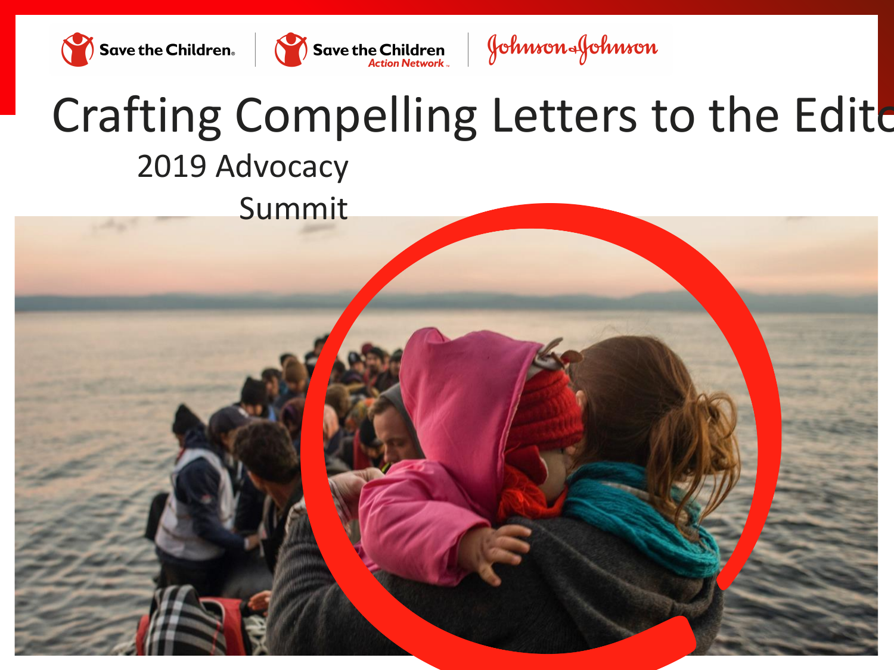Save the Children | Save the Children Action Network | Johnson & Johnson

# Crafting Compelling Letters to the Edito

2019 Advocacy Summit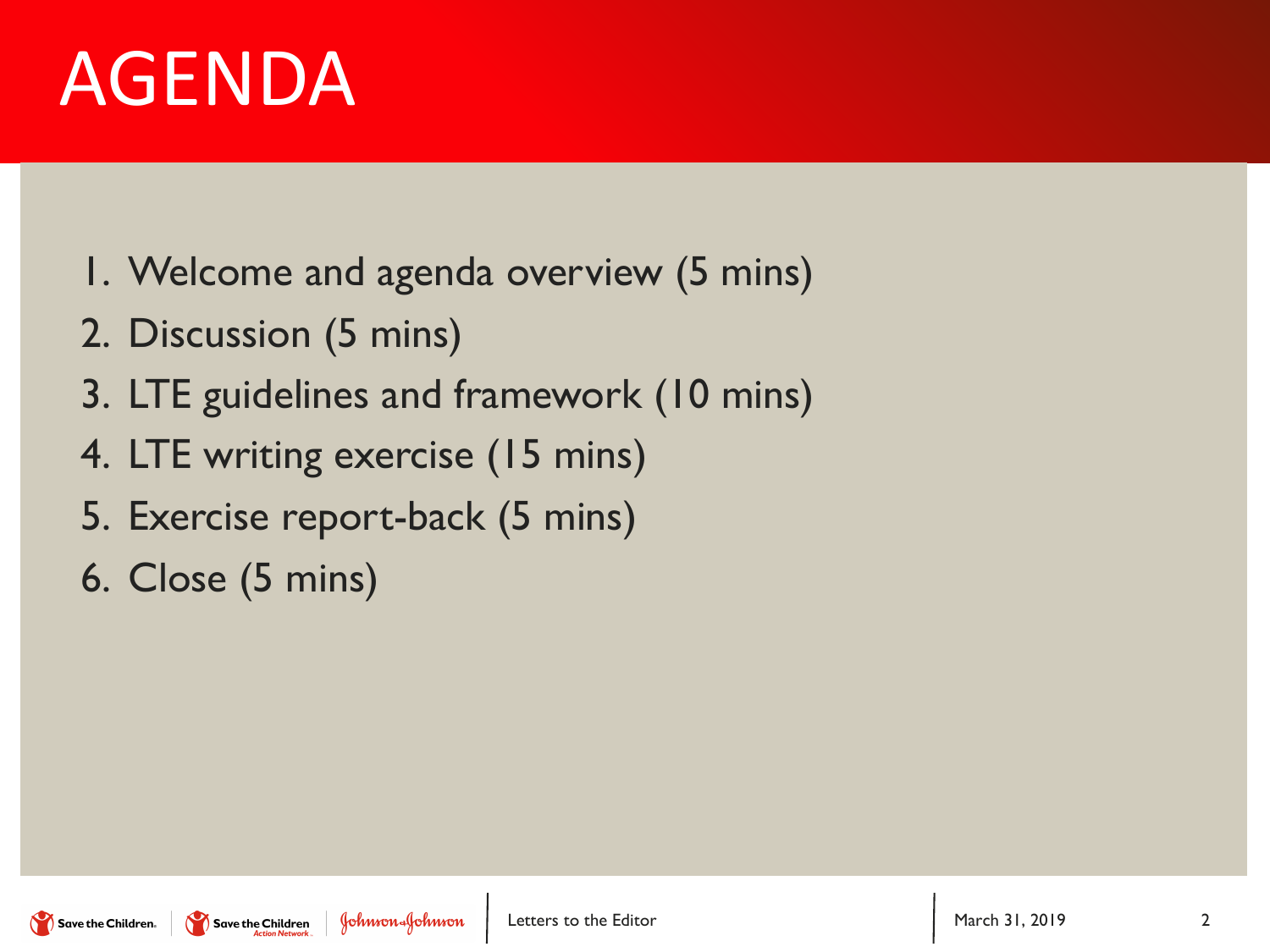# AGENDA

1. Welcome and agenda overview (5 mins)
2. Discussion (5 mins)
3. LTE guidelines and framework (10 mins)
4. LTE writing exercise (15 mins)
5. Exercise report-back (5 mins)
6. Close (5 mins)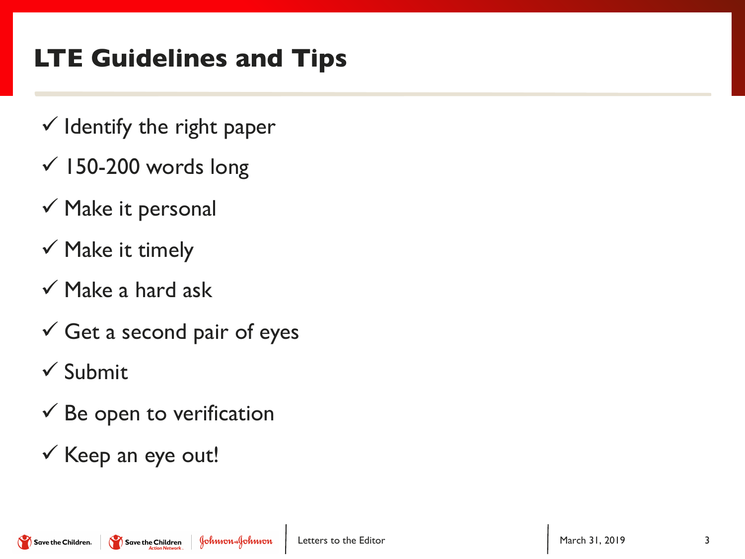# LTE Guidelines and Tips

- ✓ Identify the right paper
- ✓ 150-200 words long
- ✓ Make it personal
- ✓ Make it timely
- ✓ Make a hard ask
- ✓ Get a second pair of eyes
- ✓ Submit
- ✓ Be open to verification
- ✓ Keep an eye out!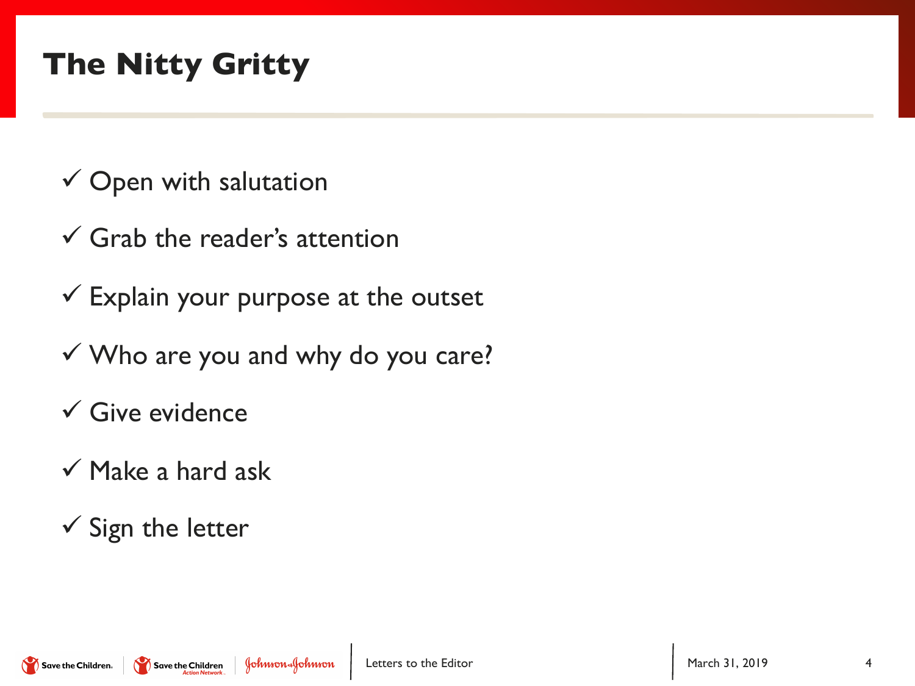# The Nitty Gritty

- ✓ Open with salutation
- ✓ Grab the reader's attention
- ✓ Explain your purpose at the outset
- ✓ Who are you and why do you care?
- ✓ Give evidence
- ✓ Make a hard ask
- ✓ Sign the letter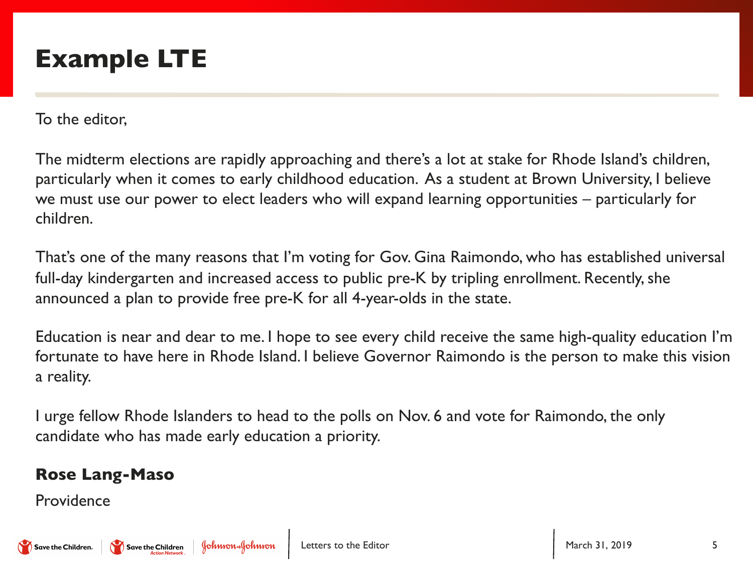# Example LTE

To the editor,

The midterm elections are rapidly approaching and there's a lot at stake for Rhode Island's children, particularly when it comes to early childhood education. As a student at Brown University, I believe we must use our power to elect leaders who will expand learning opportunities – particularly for children.

That's one of the many reasons that I'm voting for Gov. Gina Raimondo, who has established universal full-day kindergarten and increased access to public pre-K by tripling enrollment. Recently, she announced a plan to provide free pre-K for all 4-year-olds in the state.

Education is near and dear to me. I hope to see every child receive the same high-quality education I'm fortunate to have here in Rhode Island. I believe Governor Raimondo is the person to make this vision a reality.

I urge fellow Rhode Islanders to head to the polls on Nov. 6 and vote for Raimondo, the only candidate who has made early education a priority.

**Rose Lang-Maso**

Providence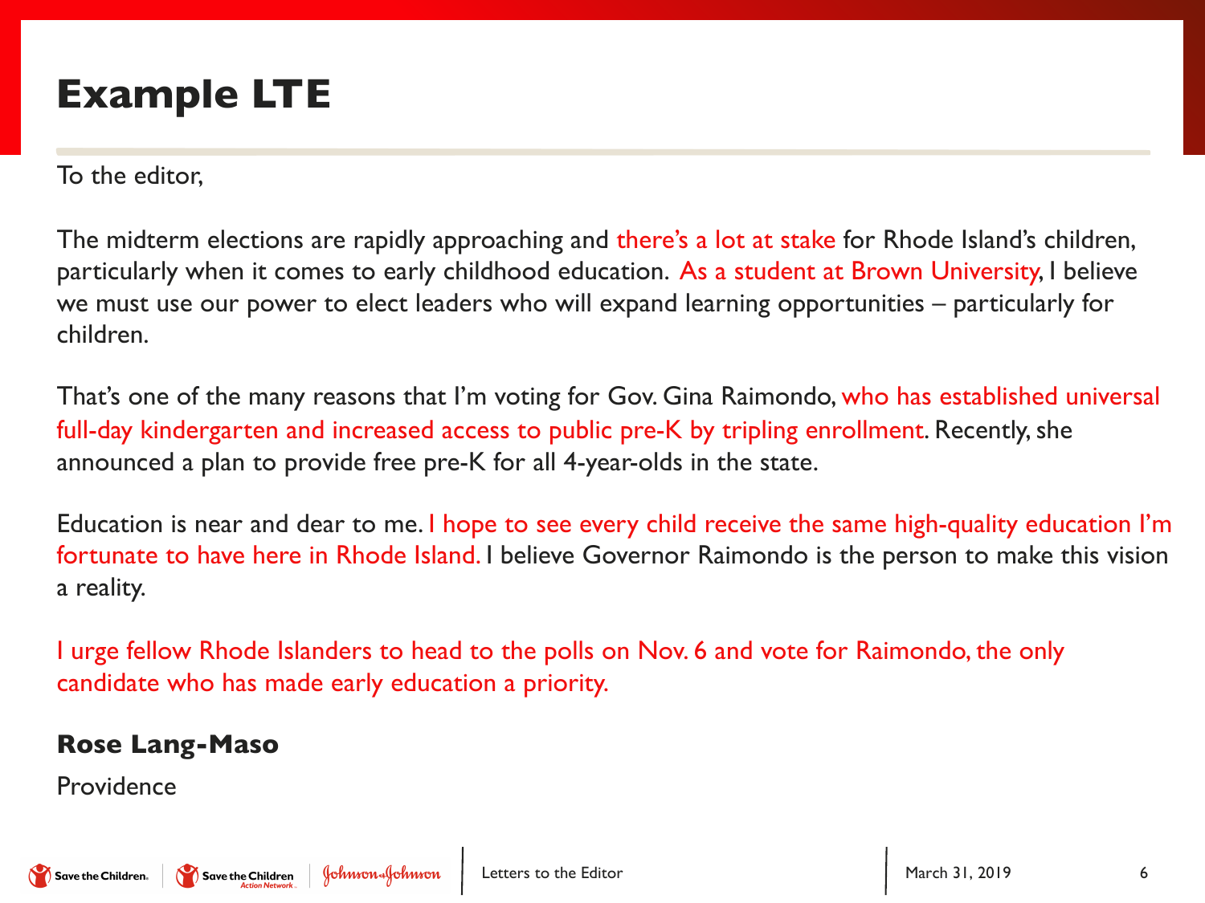# Example LTE

To the editor,

The midterm elections are rapidly approaching and there's a lot at stake for Rhode Island's children, particularly when it comes to early childhood education. As a student at Brown University, I believe we must use our power to elect leaders who will expand learning opportunities – particularly for children.

That's one of the many reasons that I'm voting for Gov. Gina Raimondo, who has established universal full-day kindergarten and increased access to public pre-K by tripling enrollment. Recently, she announced a plan to provide free pre-K for all 4-year-olds in the state.

Education is near and dear to me. I hope to see every child receive the same high-quality education I'm fortunate to have here in Rhode Island. I believe Governor Raimondo is the person to make this vision a reality.

I urge fellow Rhode Islanders to head to the polls on Nov. 6 and vote for Raimondo, the only candidate who has made early education a priority.

**Rose Lang-Maso**

Providence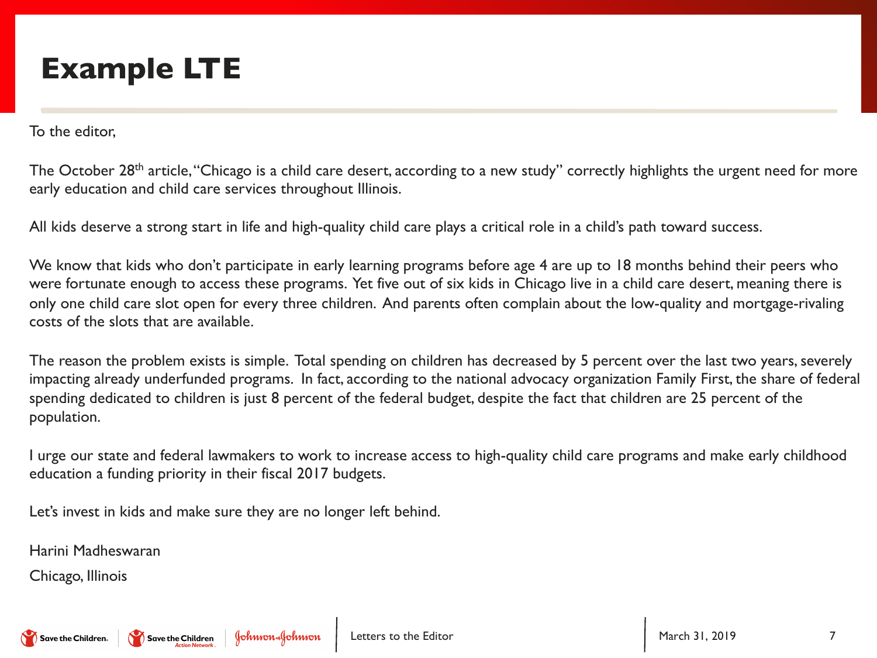# Example LTE

To the editor,

The October 28th article, "Chicago is a child care desert, according to a new study" correctly highlights the urgent need for more early education and child care services throughout Illinois.

All kids deserve a strong start in life and high-quality child care plays a critical role in a child's path toward success.

We know that kids who don't participate in early learning programs before age 4 are up to 18 months behind their peers who were fortunate enough to access these programs. Yet five out of six kids in Chicago live in a child care desert, meaning there is only one child care slot open for every three children. And parents often complain about the low-quality and mortgage-rivaling costs of the slots that are available.

The reason the problem exists is simple. Total spending on children has decreased by 5 percent over the last two years, severely impacting already underfunded programs. In fact, according to the national advocacy organization Family First, the share of federal spending dedicated to children is just 8 percent of the federal budget, despite the fact that children are 25 percent of the population.

I urge our state and federal lawmakers to work to increase access to high-quality child care programs and make early childhood education a funding priority in their fiscal 2017 budgets.

Let's invest in kids and make sure they are no longer left behind.

Harini Madheswaran

Chicago, Illinois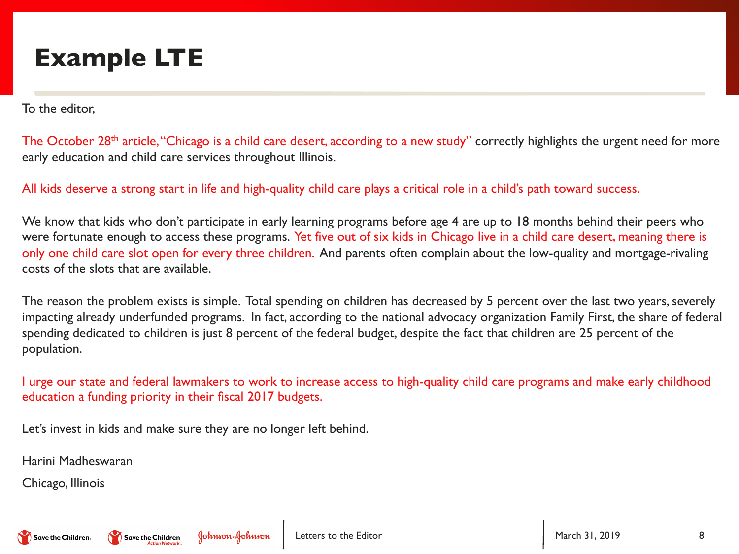# Example LTE

To the editor,

The October 28th article, "Chicago is a child care desert, according to a new study" correctly highlights the urgent need for more early education and child care services throughout Illinois.

All kids deserve a strong start in life and high-quality child care plays a critical role in a child's path toward success.

We know that kids who don't participate in early learning programs before age 4 are up to 18 months behind their peers who were fortunate enough to access these programs. Yet five out of six kids in Chicago live in a child care desert, meaning there is only one child care slot open for every three children. And parents often complain about the low-quality and mortgage-rivaling costs of the slots that are available.

The reason the problem exists is simple. Total spending on children has decreased by 5 percent over the last two years, severely impacting already underfunded programs. In fact, according to the national advocacy organization Family First, the share of federal spending dedicated to children is just 8 percent of the federal budget, despite the fact that children are 25 percent of the population.

I urge our state and federal lawmakers to work to increase access to high-quality child care programs and make early childhood education a funding priority in their fiscal 2017 budgets.

Let's invest in kids and make sure they are no longer left behind.

Harini Madheswaran

Chicago, Illinois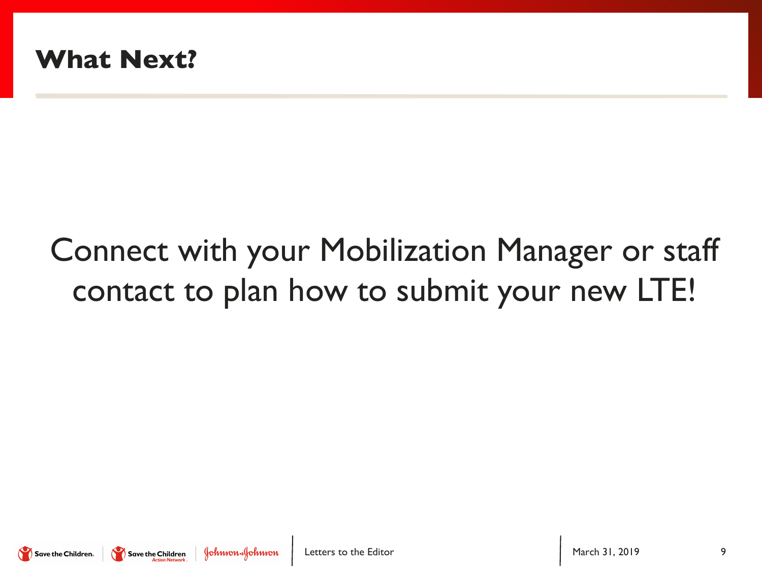# What Next?

Connect with your Mobilization Manager or staff contact to plan how to submit your new LTE!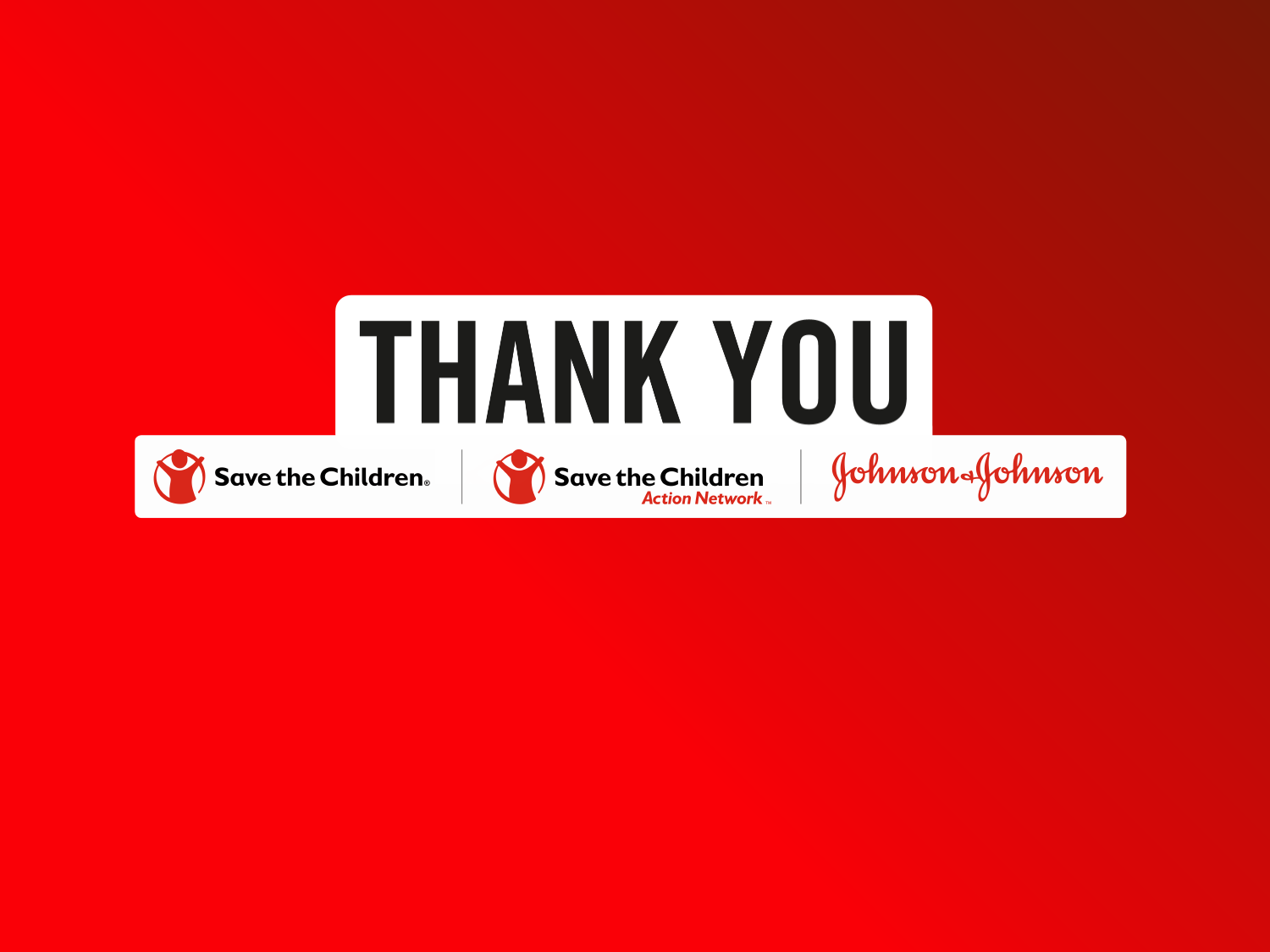# THANK YOU

Save the Children® | Save the Children *Action Network*™ | Johnson & Johnson